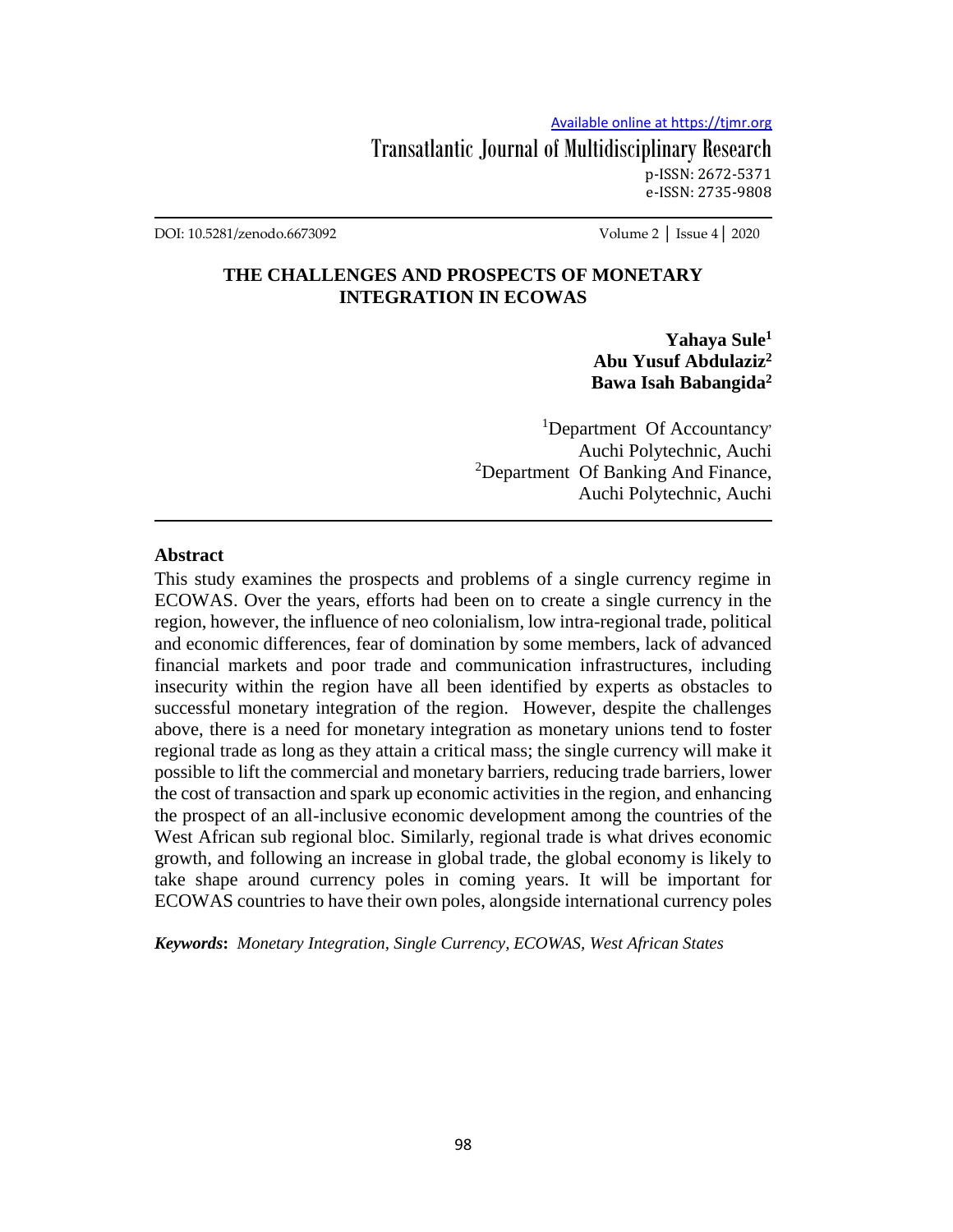# THE CHALLENGES AND PROSPECTS OF MONETARY INTEGRATION IN ECOWAS

**Yahaya Sule**[1]
**Abu Yusuf Abdulaziz**[2]
**Bawa Isah Babangida**[2]

[1]Department Of Accountancy, Auchi Polytechnic, Auchi
[2]Department Of Banking And Finance, Auchi Polytechnic, Auchi

## Abstract

This study examines the prospects and problems of a single currency regime in ECOWAS. Over the years, efforts had been on to create a single currency in the region, however, the influence of neo colonialism, low intra-regional trade, political and economic differences, fear of domination by some members, lack of advanced financial markets and poor trade and communication infrastructures, including insecurity within the region have all been identified by experts as obstacles to successful monetary integration of the region. However, despite the challenges above, there is a need for monetary integration as monetary unions tend to foster regional trade as long as they attain a critical mass; the single currency will make it possible to lift the commercial and monetary barriers, reducing trade barriers, lower the cost of transaction and spark up economic activities in the region, and enhancing the prospect of an all-inclusive economic development among the countries of the West African sub regional bloc. Similarly, regional trade is what drives economic growth, and following an increase in global trade, the global economy is likely to take shape around currency poles in coming years. It will be important for ECOWAS countries to have their own poles, alongside international currency poles

***Keywords*:** *Monetary Integration, Single Currency, ECOWAS, West African States*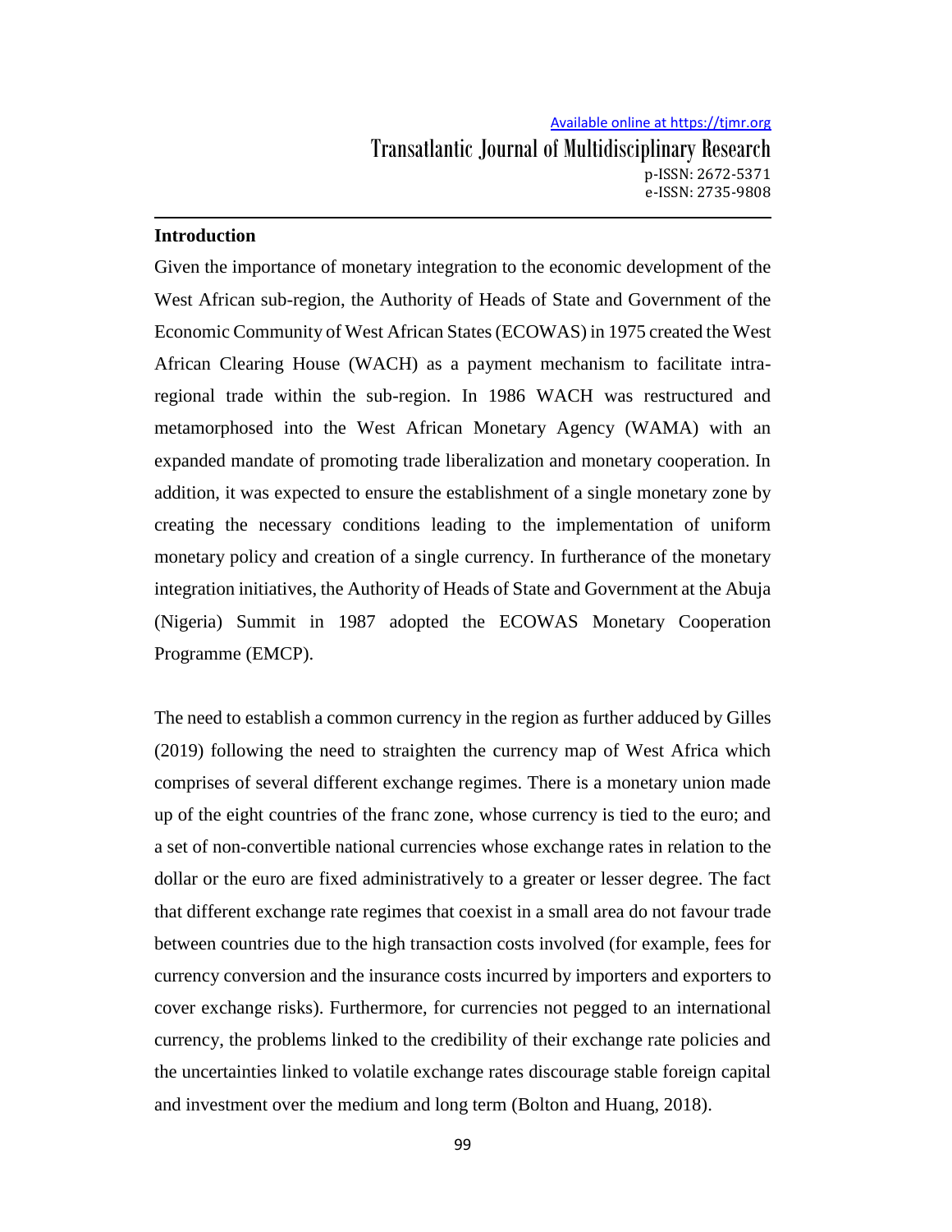## Introduction

Given the importance of monetary integration to the economic development of the West African sub-region, the Authority of Heads of State and Government of the Economic Community of West African States (ECOWAS) in 1975 created the West African Clearing House (WACH) as a payment mechanism to facilitate intra-regional trade within the sub-region. In 1986 WACH was restructured and metamorphosed into the West African Monetary Agency (WAMA) with an expanded mandate of promoting trade liberalization and monetary cooperation. In addition, it was expected to ensure the establishment of a single monetary zone by creating the necessary conditions leading to the implementation of uniform monetary policy and creation of a single currency. In furtherance of the monetary integration initiatives, the Authority of Heads of State and Government at the Abuja (Nigeria) Summit in 1987 adopted the ECOWAS Monetary Cooperation Programme (EMCP).

The need to establish a common currency in the region as further adduced by Gilles (2019) following the need to straighten the currency map of West Africa which comprises of several different exchange regimes. There is a monetary union made up of the eight countries of the franc zone, whose currency is tied to the euro; and a set of non-convertible national currencies whose exchange rates in relation to the dollar or the euro are fixed administratively to a greater or lesser degree. The fact that different exchange rate regimes that coexist in a small area do not favour trade between countries due to the high transaction costs involved (for example, fees for currency conversion and the insurance costs incurred by importers and exporters to cover exchange risks). Furthermore, for currencies not pegged to an international currency, the problems linked to the credibility of their exchange rate policies and the uncertainties linked to volatile exchange rates discourage stable foreign capital and investment over the medium and long term (Bolton and Huang, 2018).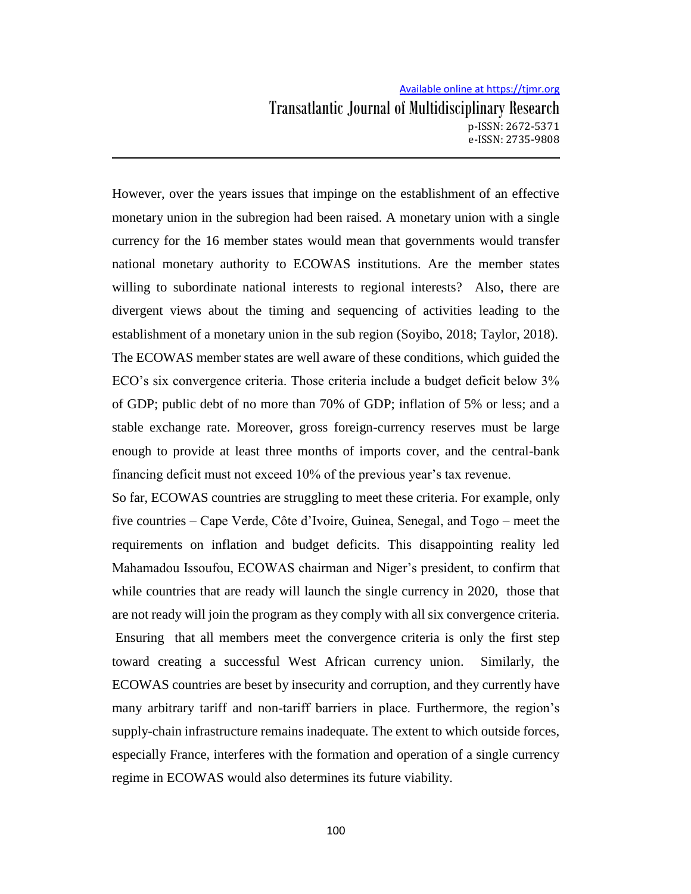However, over the years issues that impinge on the establishment of an effective monetary union in the subregion had been raised. A monetary union with a single currency for the 16 member states would mean that governments would transfer national monetary authority to ECOWAS institutions. Are the member states willing to subordinate national interests to regional interests? Also, there are divergent views about the timing and sequencing of activities leading to the establishment of a monetary union in the sub region (Soyibo, 2018; Taylor, 2018). The ECOWAS member states are well aware of these conditions, which guided the ECO's six convergence criteria. Those criteria include a budget deficit below 3% of GDP; public debt of no more than 70% of GDP; inflation of 5% or less; and a stable exchange rate. Moreover, gross foreign-currency reserves must be large enough to provide at least three months of imports cover, and the central-bank financing deficit must not exceed 10% of the previous year's tax revenue.

So far, ECOWAS countries are struggling to meet these criteria. For example, only five countries – Cape Verde, Côte d'Ivoire, Guinea, Senegal, and Togo – meet the requirements on inflation and budget deficits. This disappointing reality led Mahamadou Issoufou, ECOWAS chairman and Niger's president, to confirm that while countries that are ready will launch the single currency in 2020, those that are not ready will join the program as they comply with all six convergence criteria. Ensuring that all members meet the convergence criteria is only the first step toward creating a successful West African currency union. Similarly, the ECOWAS countries are beset by insecurity and corruption, and they currently have many arbitrary tariff and non-tariff barriers in place. Furthermore, the region's supply-chain infrastructure remains inadequate. The extent to which outside forces, especially France, interferes with the formation and operation of a single currency regime in ECOWAS would also determines its future viability.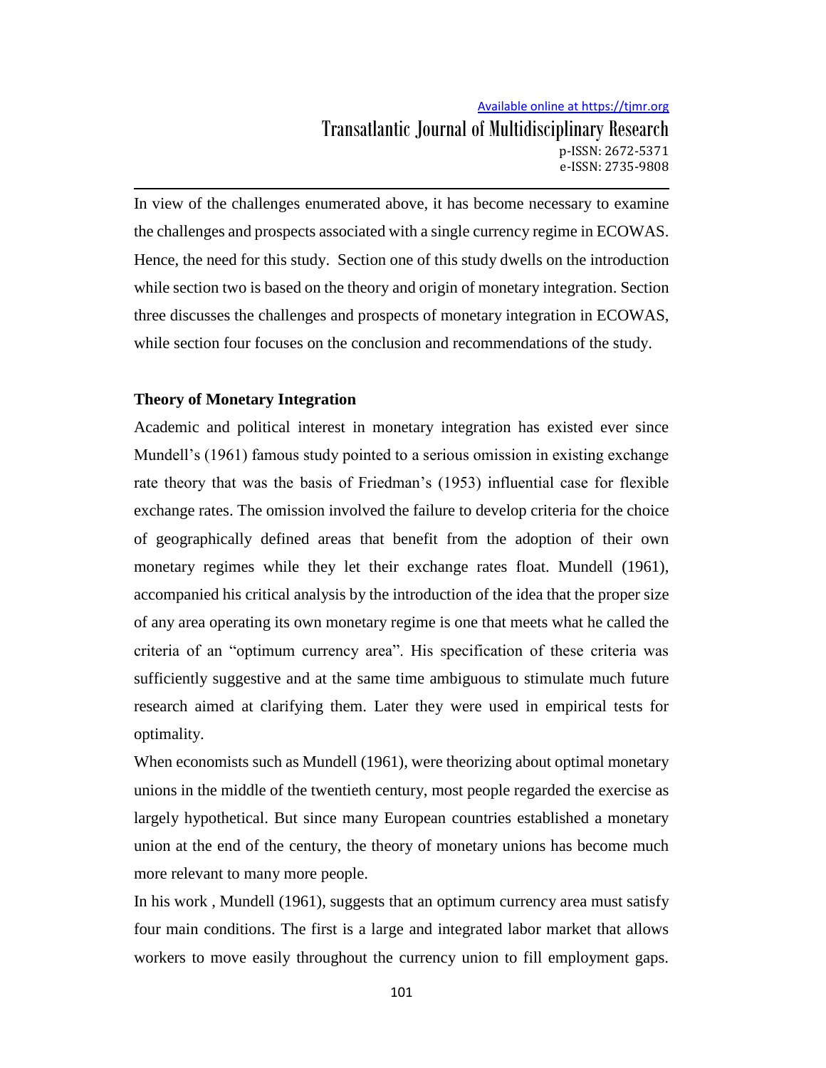In view of the challenges enumerated above, it has become necessary to examine the challenges and prospects associated with a single currency regime in ECOWAS. Hence, the need for this study. Section one of this study dwells on the introduction while section two is based on the theory and origin of monetary integration. Section three discusses the challenges and prospects of monetary integration in ECOWAS, while section four focuses on the conclusion and recommendations of the study.

## Theory of Monetary Integration

Academic and political interest in monetary integration has existed ever since Mundell's (1961) famous study pointed to a serious omission in existing exchange rate theory that was the basis of Friedman's (1953) influential case for flexible exchange rates. The omission involved the failure to develop criteria for the choice of geographically defined areas that benefit from the adoption of their own monetary regimes while they let their exchange rates float. Mundell (1961), accompanied his critical analysis by the introduction of the idea that the proper size of any area operating its own monetary regime is one that meets what he called the criteria of an "optimum currency area". His specification of these criteria was sufficiently suggestive and at the same time ambiguous to stimulate much future research aimed at clarifying them. Later they were used in empirical tests for optimality.

When economists such as Mundell (1961), were theorizing about optimal monetary unions in the middle of the twentieth century, most people regarded the exercise as largely hypothetical. But since many European countries established a monetary union at the end of the century, the theory of monetary unions has become much more relevant to many more people.

In his work , Mundell (1961), suggests that an optimum currency area must satisfy four main conditions. The first is a large and integrated labor market that allows workers to move easily throughout the currency union to fill employment gaps.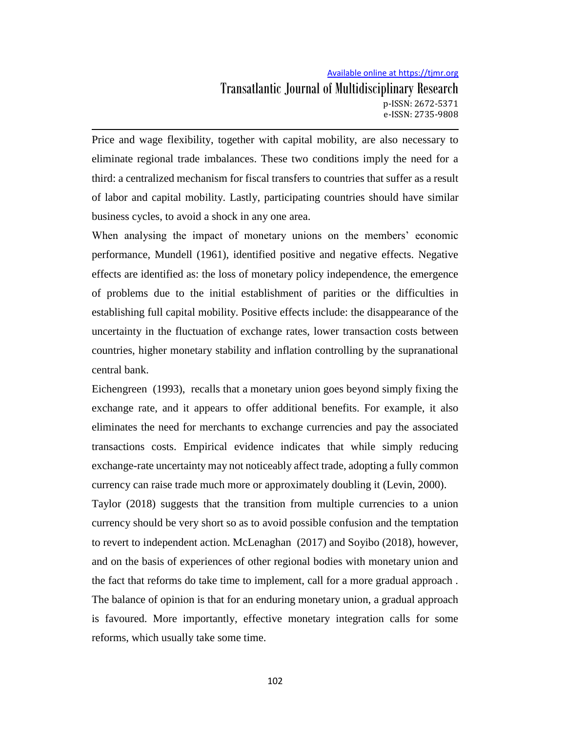Price and wage flexibility, together with capital mobility, are also necessary to eliminate regional trade imbalances. These two conditions imply the need for a third: a centralized mechanism for fiscal transfers to countries that suffer as a result of labor and capital mobility. Lastly, participating countries should have similar business cycles, to avoid a shock in any one area.

When analysing the impact of monetary unions on the members' economic performance, Mundell (1961), identified positive and negative effects. Negative effects are identified as: the loss of monetary policy independence, the emergence of problems due to the initial establishment of parities or the difficulties in establishing full capital mobility. Positive effects include: the disappearance of the uncertainty in the fluctuation of exchange rates, lower transaction costs between countries, higher monetary stability and inflation controlling by the supranational central bank.

Eichengreen (1993), recalls that a monetary union goes beyond simply fixing the exchange rate, and it appears to offer additional benefits. For example, it also eliminates the need for merchants to exchange currencies and pay the associated transactions costs. Empirical evidence indicates that while simply reducing exchange-rate uncertainty may not noticeably affect trade, adopting a fully common currency can raise trade much more or approximately doubling it (Levin, 2000).

Taylor (2018) suggests that the transition from multiple currencies to a union currency should be very short so as to avoid possible confusion and the temptation to revert to independent action. McLenaghan (2017) and Soyibo (2018), however, and on the basis of experiences of other regional bodies with monetary union and the fact that reforms do take time to implement, call for a more gradual approach . The balance of opinion is that for an enduring monetary union, a gradual approach is favoured. More importantly, effective monetary integration calls for some reforms, which usually take some time.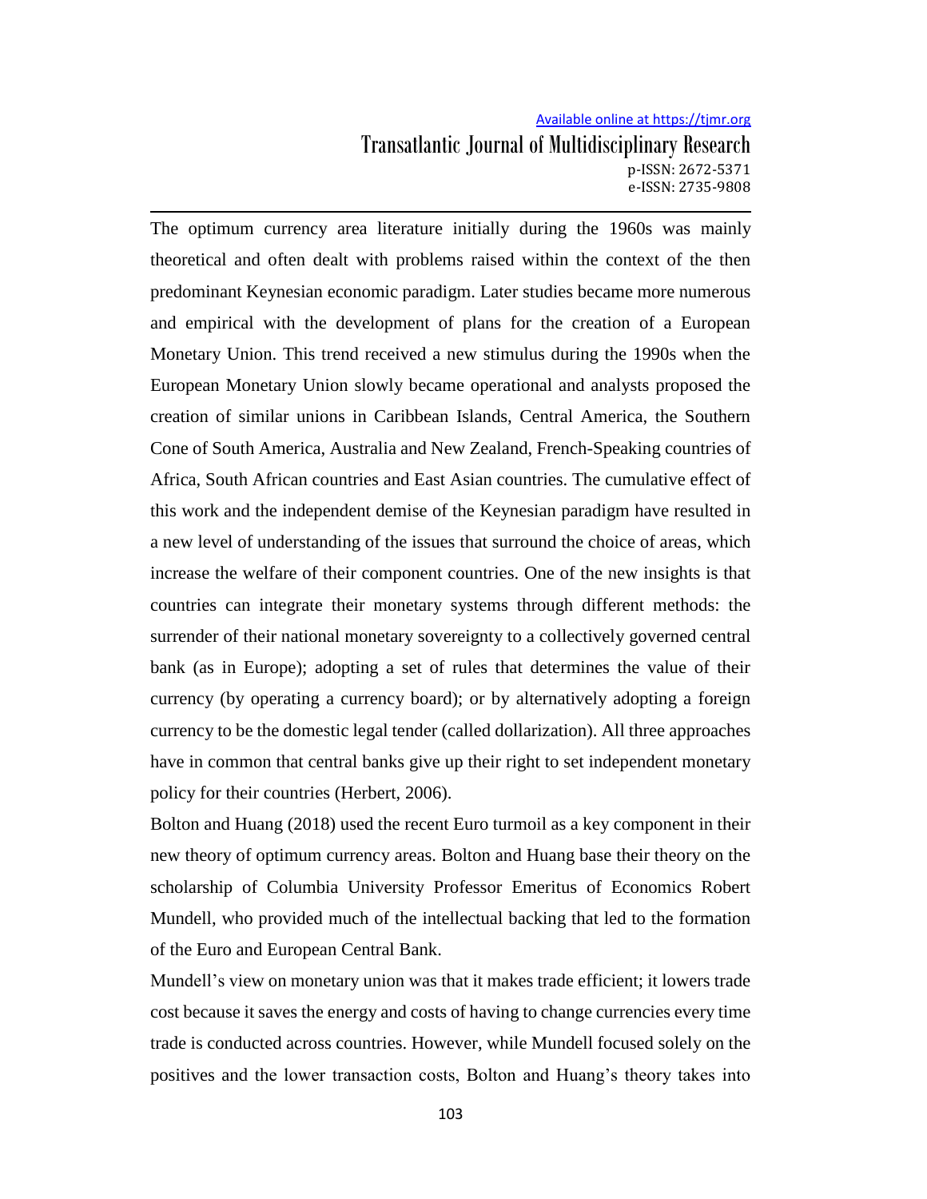The optimum currency area literature initially during the 1960s was mainly theoretical and often dealt with problems raised within the context of the then predominant Keynesian economic paradigm. Later studies became more numerous and empirical with the development of plans for the creation of a European Monetary Union. This trend received a new stimulus during the 1990s when the European Monetary Union slowly became operational and analysts proposed the creation of similar unions in Caribbean Islands, Central America, the Southern Cone of South America, Australia and New Zealand, French-Speaking countries of Africa, South African countries and East Asian countries. The cumulative effect of this work and the independent demise of the Keynesian paradigm have resulted in a new level of understanding of the issues that surround the choice of areas, which increase the welfare of their component countries. One of the new insights is that countries can integrate their monetary systems through different methods: the surrender of their national monetary sovereignty to a collectively governed central bank (as in Europe); adopting a set of rules that determines the value of their currency (by operating a currency board); or by alternatively adopting a foreign currency to be the domestic legal tender (called dollarization). All three approaches have in common that central banks give up their right to set independent monetary policy for their countries (Herbert, 2006).

Bolton and Huang (2018) used the recent Euro turmoil as a key component in their new theory of optimum currency areas. Bolton and Huang base their theory on the scholarship of Columbia University Professor Emeritus of Economics Robert Mundell, who provided much of the intellectual backing that led to the formation of the Euro and European Central Bank.

Mundell's view on monetary union was that it makes trade efficient; it lowers trade cost because it saves the energy and costs of having to change currencies every time trade is conducted across countries. However, while Mundell focused solely on the positives and the lower transaction costs, Bolton and Huang's theory takes into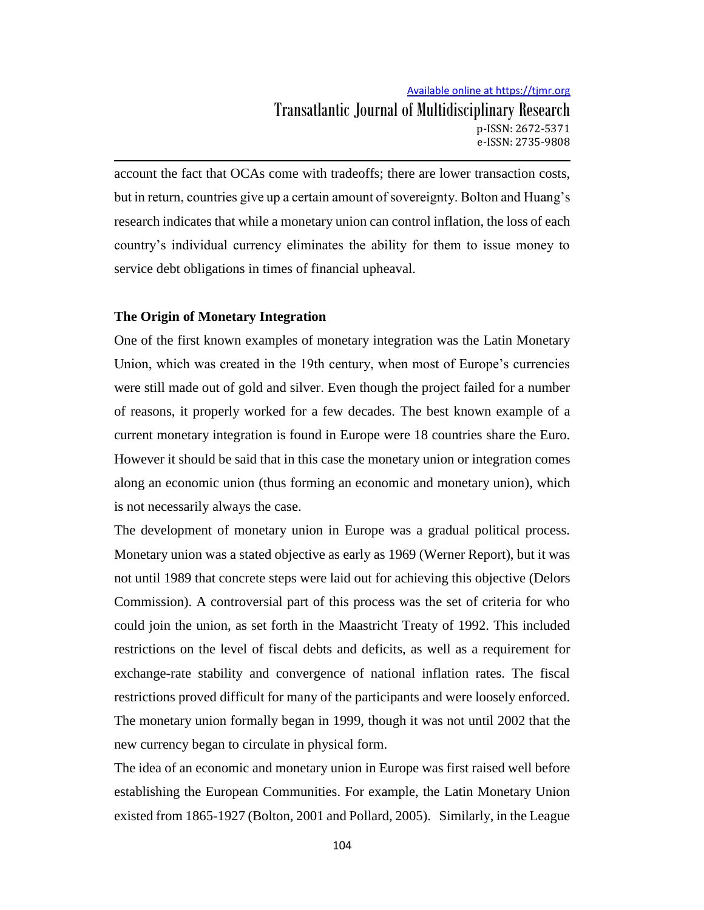account the fact that OCAs come with tradeoffs; there are lower transaction costs, but in return, countries give up a certain amount of sovereignty. Bolton and Huang's research indicates that while a monetary union can control inflation, the loss of each country's individual currency eliminates the ability for them to issue money to service debt obligations in times of financial upheaval.

**The Origin of Monetary Integration**

One of the first known examples of monetary integration was the Latin Monetary Union, which was created in the 19th century, when most of Europe's currencies were still made out of gold and silver. Even though the project failed for a number of reasons, it properly worked for a few decades. The best known example of a current monetary integration is found in Europe were 18 countries share the Euro. However it should be said that in this case the monetary union or integration comes along an economic union (thus forming an economic and monetary union), which is not necessarily always the case.

The development of monetary union in Europe was a gradual political process. Monetary union was a stated objective as early as 1969 (Werner Report), but it was not until 1989 that concrete steps were laid out for achieving this objective (Delors Commission). A controversial part of this process was the set of criteria for who could join the union, as set forth in the Maastricht Treaty of 1992. This included restrictions on the level of fiscal debts and deficits, as well as a requirement for exchange-rate stability and convergence of national inflation rates. The fiscal restrictions proved difficult for many of the participants and were loosely enforced. The monetary union formally began in 1999, though it was not until 2002 that the new currency began to circulate in physical form.

The idea of an economic and monetary union in Europe was first raised well before establishing the European Communities. For example, the Latin Monetary Union existed from 1865-1927 (Bolton, 2001 and Pollard, 2005). Similarly, in the League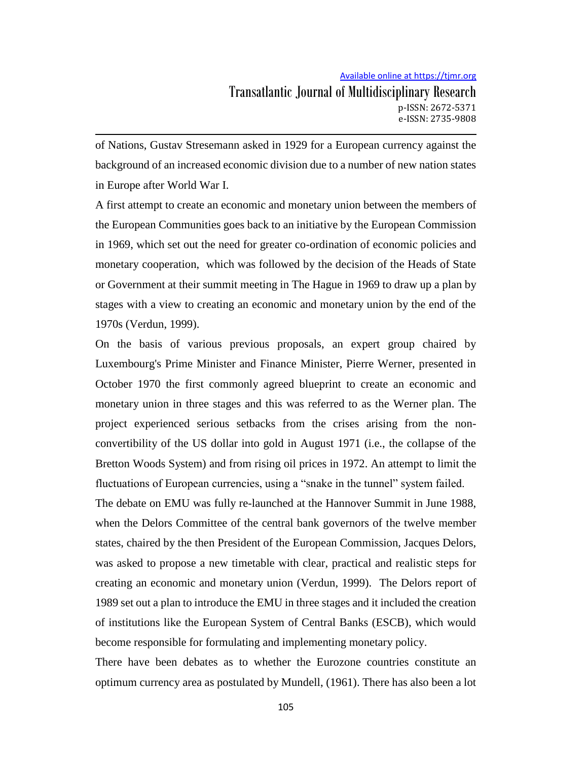of Nations, Gustav Stresemann asked in 1929 for a European currency against the background of an increased economic division due to a number of new nation states in Europe after World War I.

A first attempt to create an economic and monetary union between the members of the European Communities goes back to an initiative by the European Commission in 1969, which set out the need for greater co-ordination of economic policies and monetary cooperation, which was followed by the decision of the Heads of State or Government at their summit meeting in The Hague in 1969 to draw up a plan by stages with a view to creating an economic and monetary union by the end of the 1970s (Verdun, 1999).

On the basis of various previous proposals, an expert group chaired by Luxembourg's Prime Minister and Finance Minister, Pierre Werner, presented in October 1970 the first commonly agreed blueprint to create an economic and monetary union in three stages and this was referred to as the Werner plan. The project experienced serious setbacks from the crises arising from the non-convertibility of the US dollar into gold in August 1971 (i.e., the collapse of the Bretton Woods System) and from rising oil prices in 1972. An attempt to limit the fluctuations of European currencies, using a "snake in the tunnel" system failed.

The debate on EMU was fully re-launched at the Hannover Summit in June 1988, when the Delors Committee of the central bank governors of the twelve member states, chaired by the then President of the European Commission, Jacques Delors, was asked to propose a new timetable with clear, practical and realistic steps for creating an economic and monetary union (Verdun, 1999). The Delors report of 1989 set out a plan to introduce the EMU in three stages and it included the creation of institutions like the European System of Central Banks (ESCB), which would become responsible for formulating and implementing monetary policy.

There have been debates as to whether the Eurozone countries constitute an optimum currency area as postulated by Mundell, (1961). There has also been a lot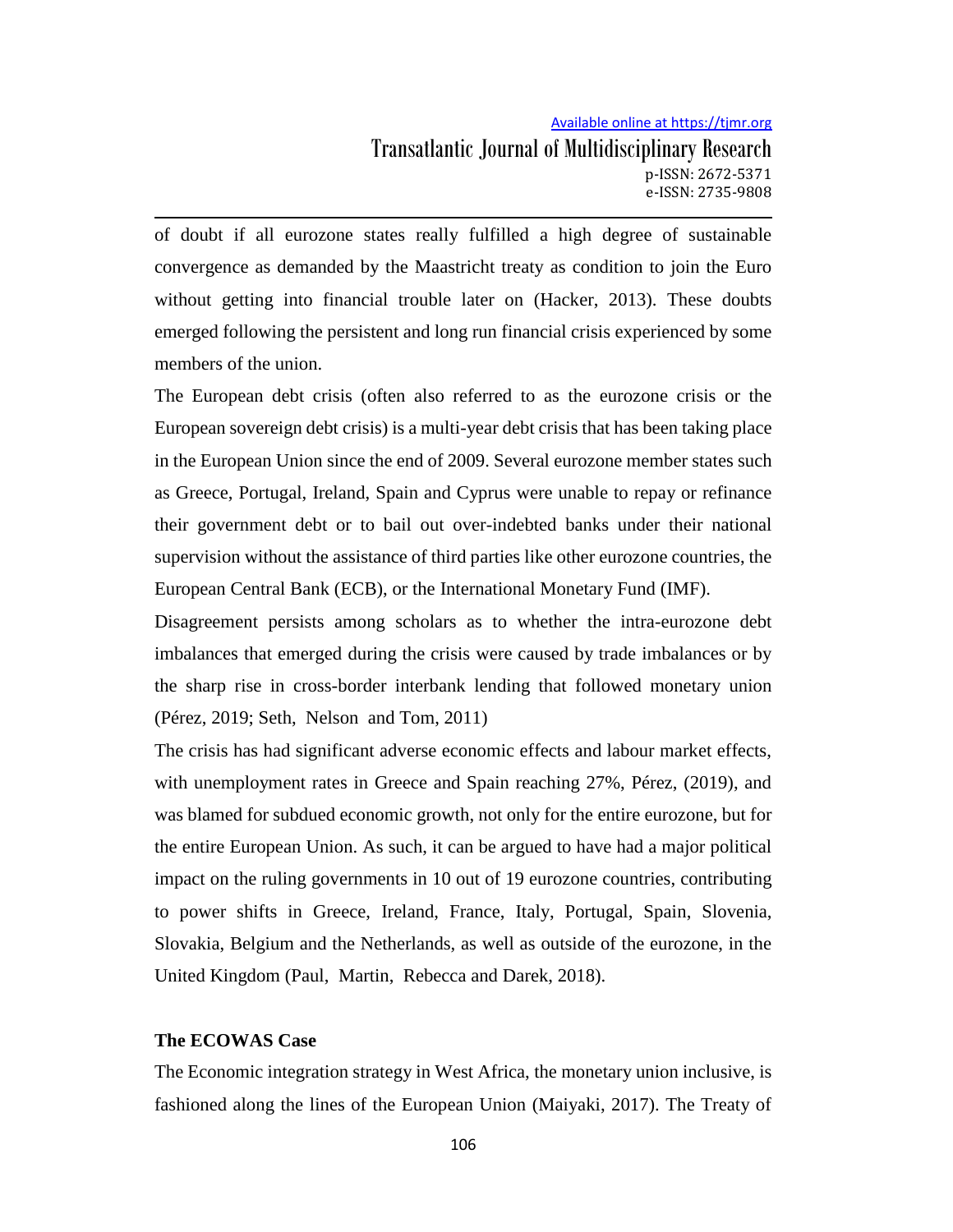of doubt if all eurozone states really fulfilled a high degree of sustainable convergence as demanded by the Maastricht treaty as condition to join the Euro without getting into financial trouble later on (Hacker, 2013). These doubts emerged following the persistent and long run financial crisis experienced by some members of the union.

The European debt crisis (often also referred to as the eurozone crisis or the European sovereign debt crisis) is a multi-year debt crisis that has been taking place in the European Union since the end of 2009. Several eurozone member states such as Greece, Portugal, Ireland, Spain and Cyprus were unable to repay or refinance their government debt or to bail out over-indebted banks under their national supervision without the assistance of third parties like other eurozone countries, the European Central Bank (ECB), or the International Monetary Fund (IMF).

Disagreement persists among scholars as to whether the intra-eurozone debt imbalances that emerged during the crisis were caused by trade imbalances or by the sharp rise in cross-border interbank lending that followed monetary union (Pérez, 2019; Seth, Nelson and Tom, 2011)

The crisis has had significant adverse economic effects and labour market effects, with unemployment rates in Greece and Spain reaching 27%, Pérez, (2019), and was blamed for subdued economic growth, not only for the entire eurozone, but for the entire European Union. As such, it can be argued to have had a major political impact on the ruling governments in 10 out of 19 eurozone countries, contributing to power shifts in Greece, Ireland, France, Italy, Portugal, Spain, Slovenia, Slovakia, Belgium and the Netherlands, as well as outside of the eurozone, in the United Kingdom (Paul, Martin, Rebecca and Darek, 2018).

**The ECOWAS Case**

The Economic integration strategy in West Africa, the monetary union inclusive, is fashioned along the lines of the European Union (Maiyaki, 2017). The Treaty of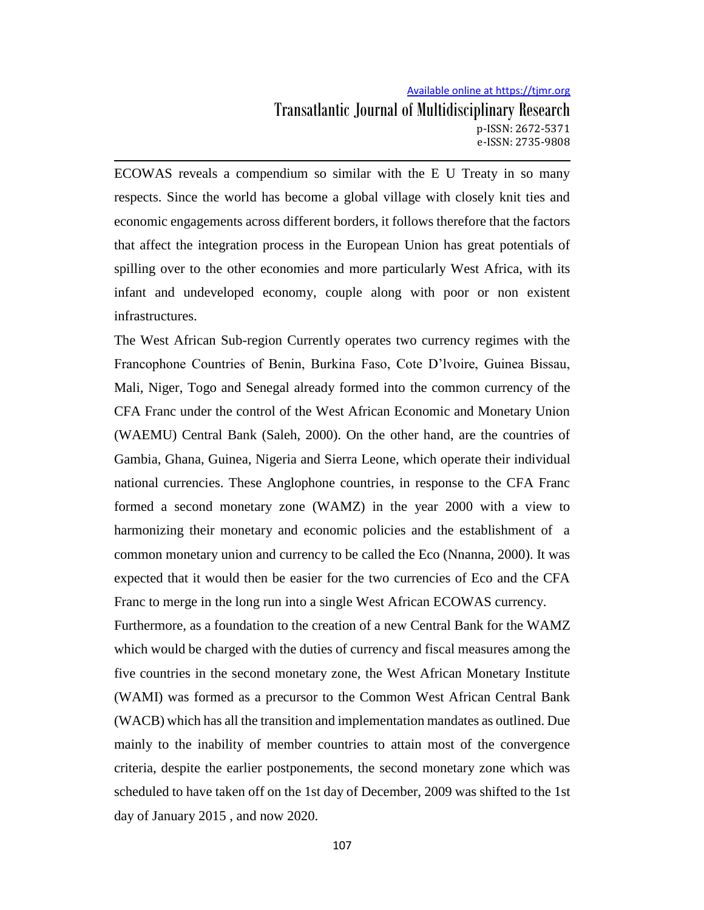ECOWAS reveals a compendium so similar with the E U Treaty in so many respects. Since the world has become a global village with closely knit ties and economic engagements across different borders, it follows therefore that the factors that affect the integration process in the European Union has great potentials of spilling over to the other economies and more particularly West Africa, with its infant and undeveloped economy, couple along with poor or non existent infrastructures.

The West African Sub-region Currently operates two currency regimes with the Francophone Countries of Benin, Burkina Faso, Cote D'lvoire, Guinea Bissau, Mali, Niger, Togo and Senegal already formed into the common currency of the CFA Franc under the control of the West African Economic and Monetary Union (WAEMU) Central Bank (Saleh, 2000). On the other hand, are the countries of Gambia, Ghana, Guinea, Nigeria and Sierra Leone, which operate their individual national currencies. These Anglophone countries, in response to the CFA Franc formed a second monetary zone (WAMZ) in the year 2000 with a view to harmonizing their monetary and economic policies and the establishment of a common monetary union and currency to be called the Eco (Nnanna, 2000). It was expected that it would then be easier for the two currencies of Eco and the CFA Franc to merge in the long run into a single West African ECOWAS currency.

Furthermore, as a foundation to the creation of a new Central Bank for the WAMZ which would be charged with the duties of currency and fiscal measures among the five countries in the second monetary zone, the West African Monetary Institute (WAMI) was formed as a precursor to the Common West African Central Bank (WACB) which has all the transition and implementation mandates as outlined. Due mainly to the inability of member countries to attain most of the convergence criteria, despite the earlier postponements, the second monetary zone which was scheduled to have taken off on the 1st day of December, 2009 was shifted to the 1st day of January 2015 , and now 2020.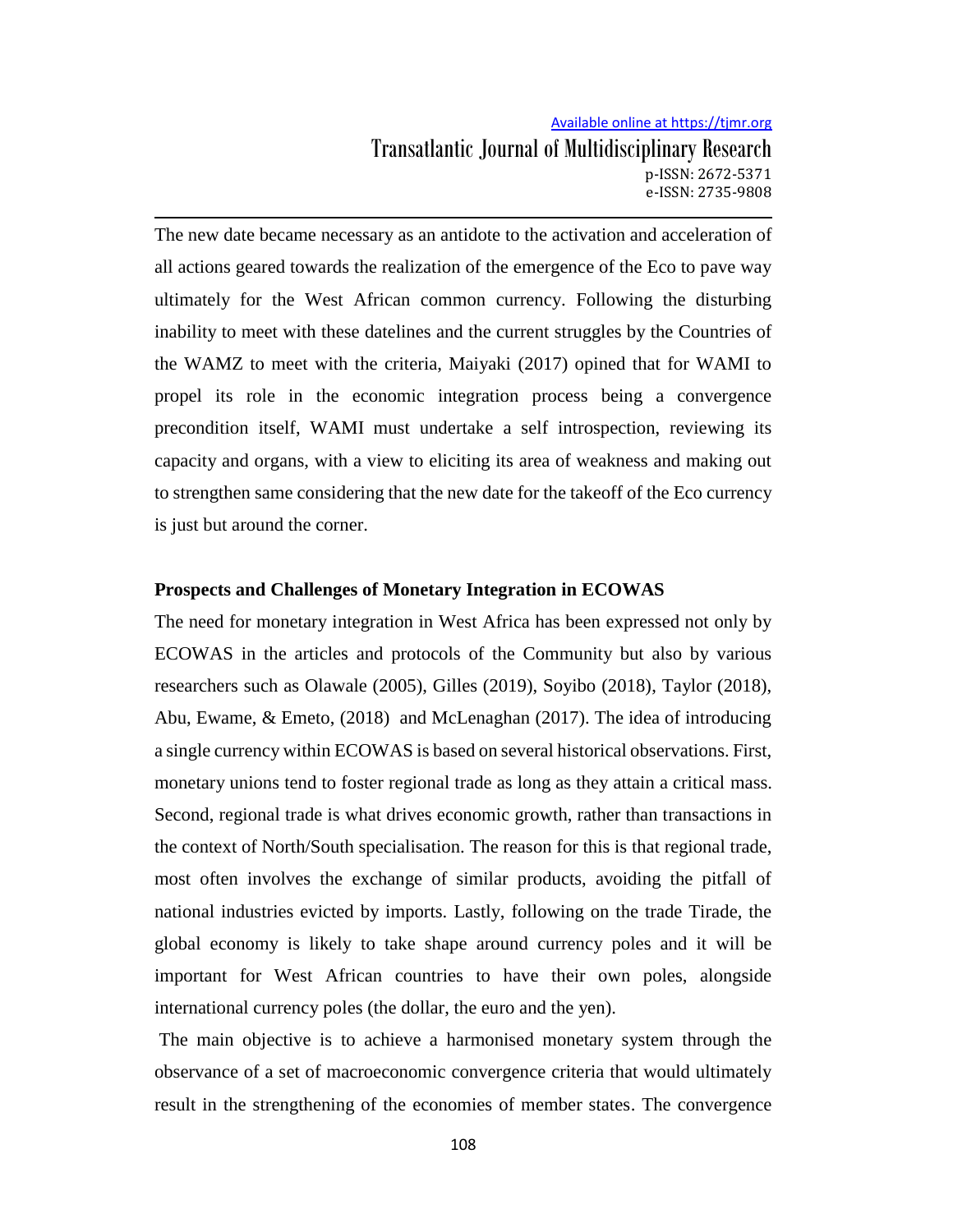The new date became necessary as an antidote to the activation and acceleration of all actions geared towards the realization of the emergence of the Eco to pave way ultimately for the West African common currency. Following the disturbing inability to meet with these datelines and the current struggles by the Countries of the WAMZ to meet with the criteria, Maiyaki (2017) opined that for WAMI to propel its role in the economic integration process being a convergence precondition itself, WAMI must undertake a self introspection, reviewing its capacity and organs, with a view to eliciting its area of weakness and making out to strengthen same considering that the new date for the takeoff of the Eco currency is just but around the corner.

**Prospects and Challenges of Monetary Integration in ECOWAS**

The need for monetary integration in West Africa has been expressed not only by ECOWAS in the articles and protocols of the Community but also by various researchers such as Olawale (2005), Gilles (2019), Soyibo (2018), Taylor (2018), Abu, Ewame, & Emeto, (2018) and McLenaghan (2017). The idea of introducing a single currency within ECOWAS is based on several historical observations. First, monetary unions tend to foster regional trade as long as they attain a critical mass. Second, regional trade is what drives economic growth, rather than transactions in the context of North/South specialisation. The reason for this is that regional trade, most often involves the exchange of similar products, avoiding the pitfall of national industries evicted by imports. Lastly, following on the trade Tirade, the global economy is likely to take shape around currency poles and it will be important for West African countries to have their own poles, alongside international currency poles (the dollar, the euro and the yen).

The main objective is to achieve a harmonised monetary system through the observance of a set of macroeconomic convergence criteria that would ultimately result in the strengthening of the economies of member states. The convergence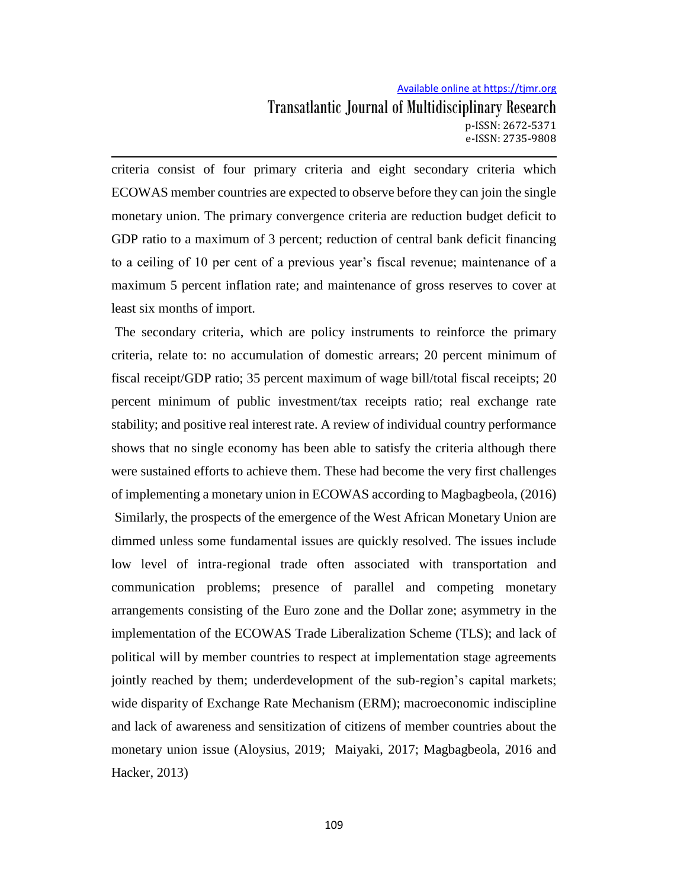criteria consist of four primary criteria and eight secondary criteria which ECOWAS member countries are expected to observe before they can join the single monetary union. The primary convergence criteria are reduction budget deficit to GDP ratio to a maximum of 3 percent; reduction of central bank deficit financing to a ceiling of 10 per cent of a previous year's fiscal revenue; maintenance of a maximum 5 percent inflation rate; and maintenance of gross reserves to cover at least six months of import.

The secondary criteria, which are policy instruments to reinforce the primary criteria, relate to: no accumulation of domestic arrears; 20 percent minimum of fiscal receipt/GDP ratio; 35 percent maximum of wage bill/total fiscal receipts; 20 percent minimum of public investment/tax receipts ratio; real exchange rate stability; and positive real interest rate. A review of individual country performance shows that no single economy has been able to satisfy the criteria although there were sustained efforts to achieve them. These had become the very first challenges of implementing a monetary union in ECOWAS according to Magbagbeola, (2016)

Similarly, the prospects of the emergence of the West African Monetary Union are dimmed unless some fundamental issues are quickly resolved. The issues include low level of intra-regional trade often associated with transportation and communication problems; presence of parallel and competing monetary arrangements consisting of the Euro zone and the Dollar zone; asymmetry in the implementation of the ECOWAS Trade Liberalization Scheme (TLS); and lack of political will by member countries to respect at implementation stage agreements jointly reached by them; underdevelopment of the sub-region's capital markets; wide disparity of Exchange Rate Mechanism (ERM); macroeconomic indiscipline and lack of awareness and sensitization of citizens of member countries about the monetary union issue (Aloysius, 2019; Maiyaki, 2017; Magbagbeola, 2016 and Hacker, 2013)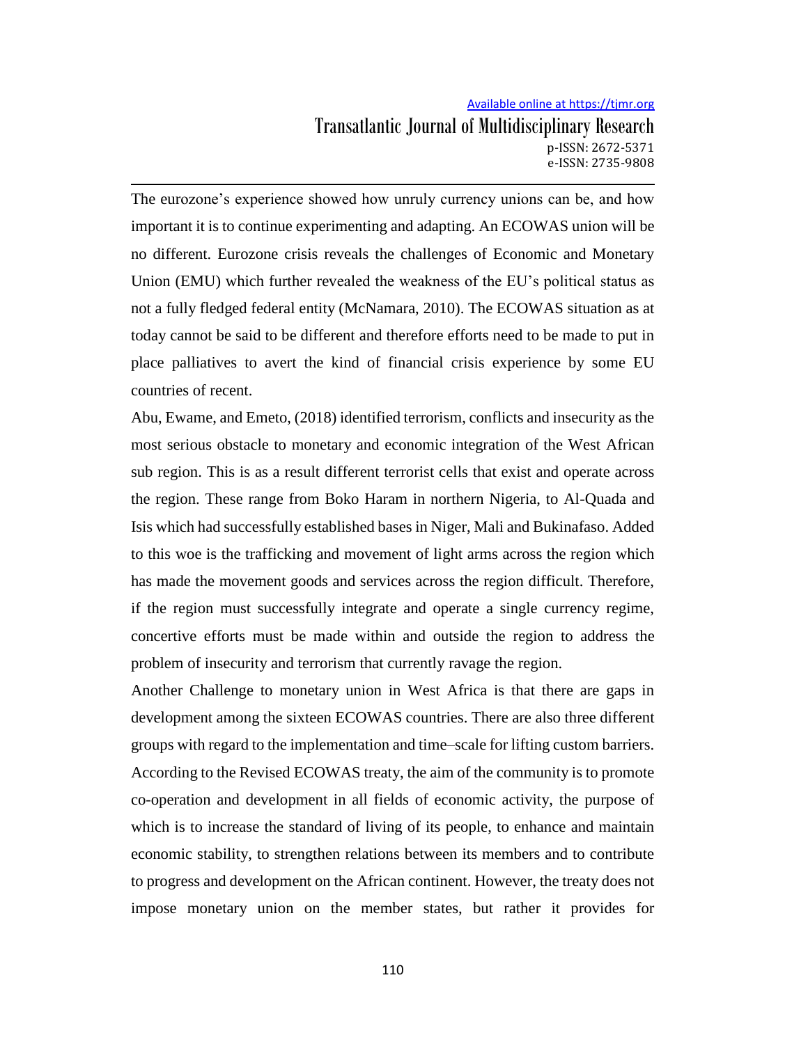The eurozone's experience showed how unruly currency unions can be, and how important it is to continue experimenting and adapting. An ECOWAS union will be no different. Eurozone crisis reveals the challenges of Economic and Monetary Union (EMU) which further revealed the weakness of the EU's political status as not a fully fledged federal entity (McNamara, 2010). The ECOWAS situation as at today cannot be said to be different and therefore efforts need to be made to put in place palliatives to avert the kind of financial crisis experience by some EU countries of recent.

Abu, Ewame, and Emeto, (2018) identified terrorism, conflicts and insecurity as the most serious obstacle to monetary and economic integration of the West African sub region. This is as a result different terrorist cells that exist and operate across the region. These range from Boko Haram in northern Nigeria, to Al-Quada and Isis which had successfully established bases in Niger, Mali and Bukinafaso. Added to this woe is the trafficking and movement of light arms across the region which has made the movement goods and services across the region difficult. Therefore, if the region must successfully integrate and operate a single currency regime, concertive efforts must be made within and outside the region to address the problem of insecurity and terrorism that currently ravage the region.

Another Challenge to monetary union in West Africa is that there are gaps in development among the sixteen ECOWAS countries. There are also three different groups with regard to the implementation and time–scale for lifting custom barriers. According to the Revised ECOWAS treaty, the aim of the community is to promote co-operation and development in all fields of economic activity, the purpose of which is to increase the standard of living of its people, to enhance and maintain economic stability, to strengthen relations between its members and to contribute to progress and development on the African continent. However, the treaty does not impose monetary union on the member states, but rather it provides for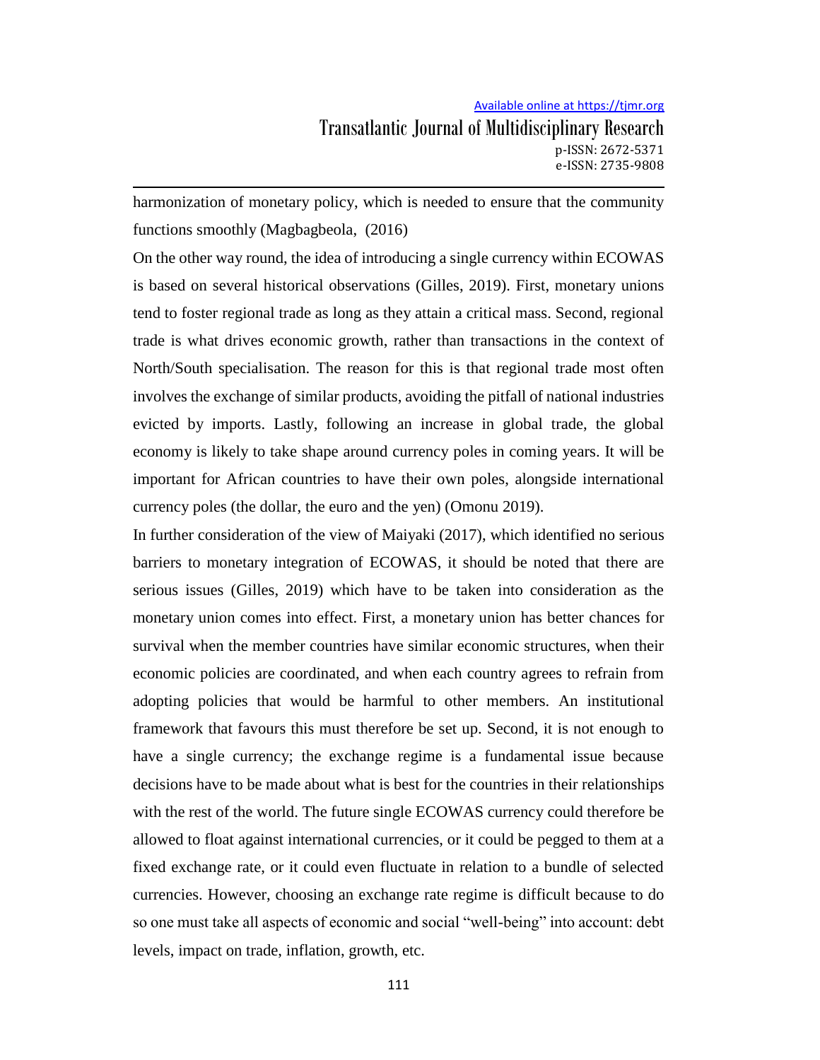harmonization of monetary policy, which is needed to ensure that the community functions smoothly (Magbagbeola, (2016)

On the other way round, the idea of introducing a single currency within ECOWAS is based on several historical observations (Gilles, 2019). First, monetary unions tend to foster regional trade as long as they attain a critical mass. Second, regional trade is what drives economic growth, rather than transactions in the context of North/South specialisation. The reason for this is that regional trade most often involves the exchange of similar products, avoiding the pitfall of national industries evicted by imports. Lastly, following an increase in global trade, the global economy is likely to take shape around currency poles in coming years. It will be important for African countries to have their own poles, alongside international currency poles (the dollar, the euro and the yen) (Omonu 2019).

In further consideration of the view of Maiyaki (2017), which identified no serious barriers to monetary integration of ECOWAS, it should be noted that there are serious issues (Gilles, 2019) which have to be taken into consideration as the monetary union comes into effect. First, a monetary union has better chances for survival when the member countries have similar economic structures, when their economic policies are coordinated, and when each country agrees to refrain from adopting policies that would be harmful to other members. An institutional framework that favours this must therefore be set up. Second, it is not enough to have a single currency; the exchange regime is a fundamental issue because decisions have to be made about what is best for the countries in their relationships with the rest of the world. The future single ECOWAS currency could therefore be allowed to float against international currencies, or it could be pegged to them at a fixed exchange rate, or it could even fluctuate in relation to a bundle of selected currencies. However, choosing an exchange rate regime is difficult because to do so one must take all aspects of economic and social "well-being" into account: debt levels, impact on trade, inflation, growth, etc.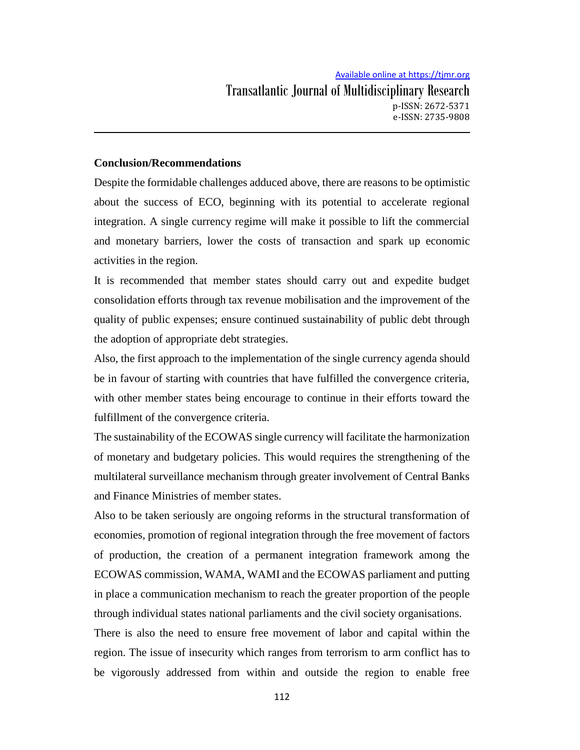**Conclusion/Recommendations**

Despite the formidable challenges adduced above, there are reasons to be optimistic about the success of ECO, beginning with its potential to accelerate regional integration. A single currency regime will make it possible to lift the commercial and monetary barriers, lower the costs of transaction and spark up economic activities in the region.

It is recommended that member states should carry out and expedite budget consolidation efforts through tax revenue mobilisation and the improvement of the quality of public expenses; ensure continued sustainability of public debt through the adoption of appropriate debt strategies.

Also, the first approach to the implementation of the single currency agenda should be in favour of starting with countries that have fulfilled the convergence criteria, with other member states being encourage to continue in their efforts toward the fulfillment of the convergence criteria.

The sustainability of the ECOWAS single currency will facilitate the harmonization of monetary and budgetary policies. This would requires the strengthening of the multilateral surveillance mechanism through greater involvement of Central Banks and Finance Ministries of member states.

Also to be taken seriously are ongoing reforms in the structural transformation of economies, promotion of regional integration through the free movement of factors of production, the creation of a permanent integration framework among the ECOWAS commission, WAMA, WAMI and the ECOWAS parliament and putting in place a communication mechanism to reach the greater proportion of the people through individual states national parliaments and the civil society organisations.

There is also the need to ensure free movement of labor and capital within the region. The issue of insecurity which ranges from terrorism to arm conflict has to be vigorously addressed from within and outside the region to enable free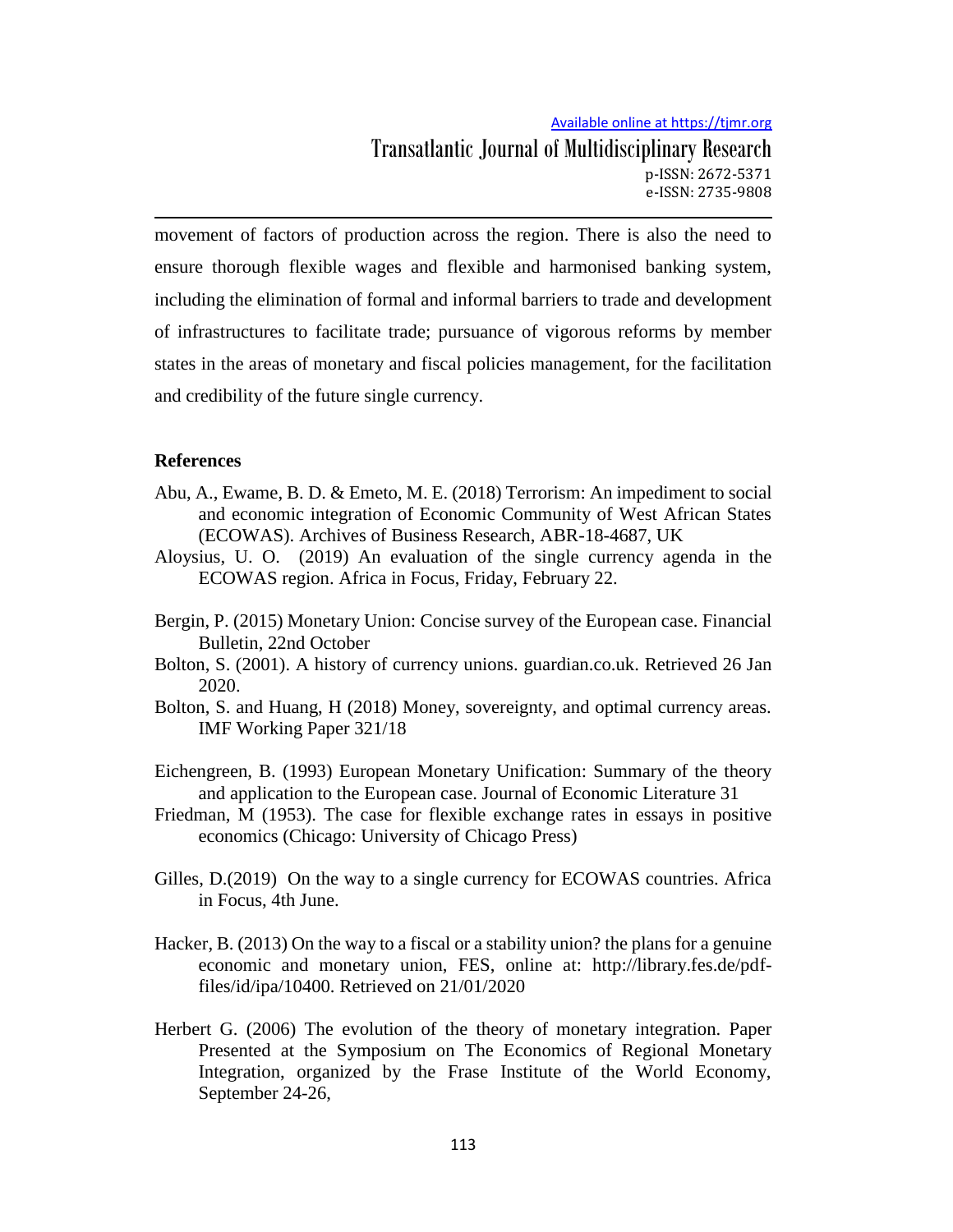movement of factors of production across the region. There is also the need to ensure thorough flexible wages and flexible and harmonised banking system, including the elimination of formal and informal barriers to trade and development of infrastructures to facilitate trade; pursuance of vigorous reforms by member states in the areas of monetary and fiscal policies management, for the facilitation and credibility of the future single currency.

## References

Abu, A., Ewame, B. D. & Emeto, M. E. (2018) Terrorism: An impediment to social and economic integration of Economic Community of West African States (ECOWAS). Archives of Business Research, ABR-18-4687, UK

Aloysius, U. O. (2019) An evaluation of the single currency agenda in the ECOWAS region. Africa in Focus, Friday, February 22.

Bergin, P. (2015) Monetary Union: Concise survey of the European case. Financial Bulletin, 22nd October

Bolton, S. (2001). A history of currency unions. guardian.co.uk. Retrieved 26 Jan 2020.

Bolton, S. and Huang, H (2018) Money, sovereignty, and optimal currency areas. IMF Working Paper 321/18

Eichengreen, B. (1993) European Monetary Unification: Summary of the theory and application to the European case. Journal of Economic Literature 31

Friedman, M (1953). The case for flexible exchange rates in essays in positive economics (Chicago: University of Chicago Press)

Gilles, D.(2019) On the way to a single currency for ECOWAS countries. Africa in Focus, 4th June.

Hacker, B. (2013) On the way to a fiscal or a stability union? the plans for a genuine economic and monetary union, FES, online at: http://library.fes.de/pdf-files/id/ipa/10400. Retrieved on 21/01/2020

Herbert G. (2006) The evolution of the theory of monetary integration. Paper Presented at the Symposium on The Economics of Regional Monetary Integration, organized by the Frase Institute of the World Economy, September 24-26,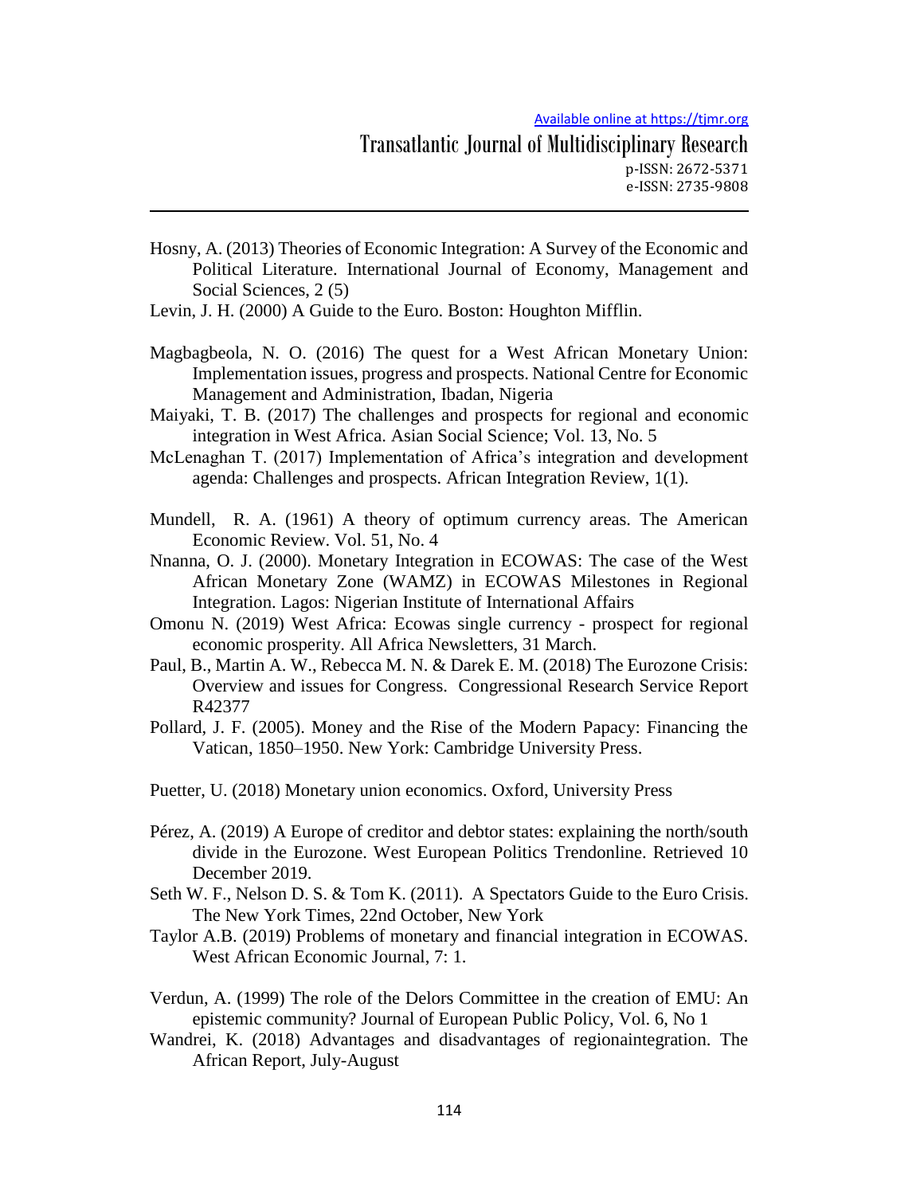Hosny, A. (2013) Theories of Economic Integration: A Survey of the Economic and Political Literature. International Journal of Economy, Management and Social Sciences, 2 (5)

Levin, J. H. (2000) A Guide to the Euro. Boston: Houghton Mifflin.

Magbagbeola, N. O. (2016) The quest for a West African Monetary Union: Implementation issues, progress and prospects. National Centre for Economic Management and Administration, Ibadan, Nigeria

Maiyaki, T. B. (2017) The challenges and prospects for regional and economic integration in West Africa. Asian Social Science; Vol. 13, No. 5

McLenaghan T. (2017) Implementation of Africa's integration and development agenda: Challenges and prospects. African Integration Review, 1(1).

Mundell, R. A. (1961) A theory of optimum currency areas. The American Economic Review. Vol. 51, No. 4

Nnanna, O. J. (2000). Monetary Integration in ECOWAS: The case of the West African Monetary Zone (WAMZ) in ECOWAS Milestones in Regional Integration. Lagos: Nigerian Institute of International Affairs

Omonu N. (2019) West Africa: Ecowas single currency - prospect for regional economic prosperity. All Africa Newsletters, 31 March.

Paul, B., Martin A. W., Rebecca M. N. & Darek E. M. (2018) The Eurozone Crisis: Overview and issues for Congress. Congressional Research Service Report R42377

Pollard, J. F. (2005). Money and the Rise of the Modern Papacy: Financing the Vatican, 1850–1950. New York: Cambridge University Press.

Puetter, U. (2018) Monetary union economics. Oxford, University Press

Pérez, A. (2019) A Europe of creditor and debtor states: explaining the north/south divide in the Eurozone. West European Politics Trendonline. Retrieved 10 December 2019.

Seth W. F., Nelson D. S. & Tom K. (2011). A Spectators Guide to the Euro Crisis. The New York Times, 22nd October, New York

Taylor A.B. (2019) Problems of monetary and financial integration in ECOWAS. West African Economic Journal, 7: 1.

Verdun, A. (1999) The role of the Delors Committee in the creation of EMU: An epistemic community? Journal of European Public Policy, Vol. 6, No 1

Wandrei, K. (2018) Advantages and disadvantages of regionaintegration. The African Report, July-August